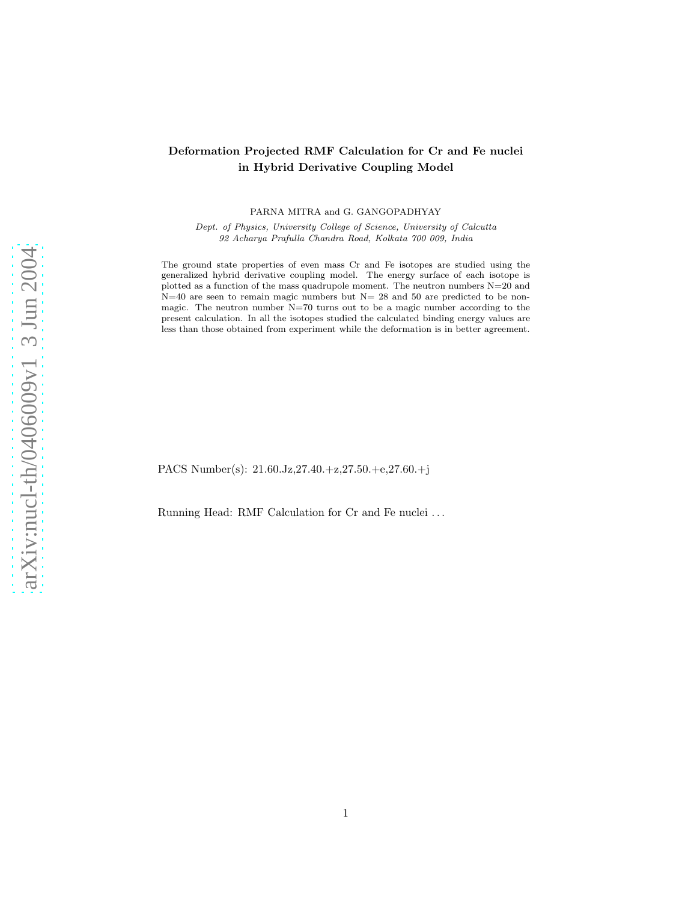# Deformation Projected RMF Calculation for Cr and Fe nuclei in Hybrid Derivative Coupling Model

PARNA MITRA and G. GANGOPADHYAY

*Dept. of Physics, University College of Science, University of Calcutta*
*92 Acharya Prafulla Chandra Road, Kolkata 700 009, India*

The ground state properties of even mass Cr and Fe isotopes are studied using the generalized hybrid derivative coupling model. The energy surface of each isotope is plotted as a function of the mass quadrupole moment. The neutron numbers N=20 and N=40 are seen to remain magic numbers but N= 28 and 50 are predicted to be non-magic. The neutron number N=70 turns out to be a magic number according to the present calculation. In all the isotopes studied the calculated binding energy values are less than those obtained from experiment while the deformation is in better agreement.

PACS Number(s): 21.60.Jz,27.40.+z,27.50.+e,27.60.+j

Running Head: RMF Calculation for Cr and Fe nuclei . . .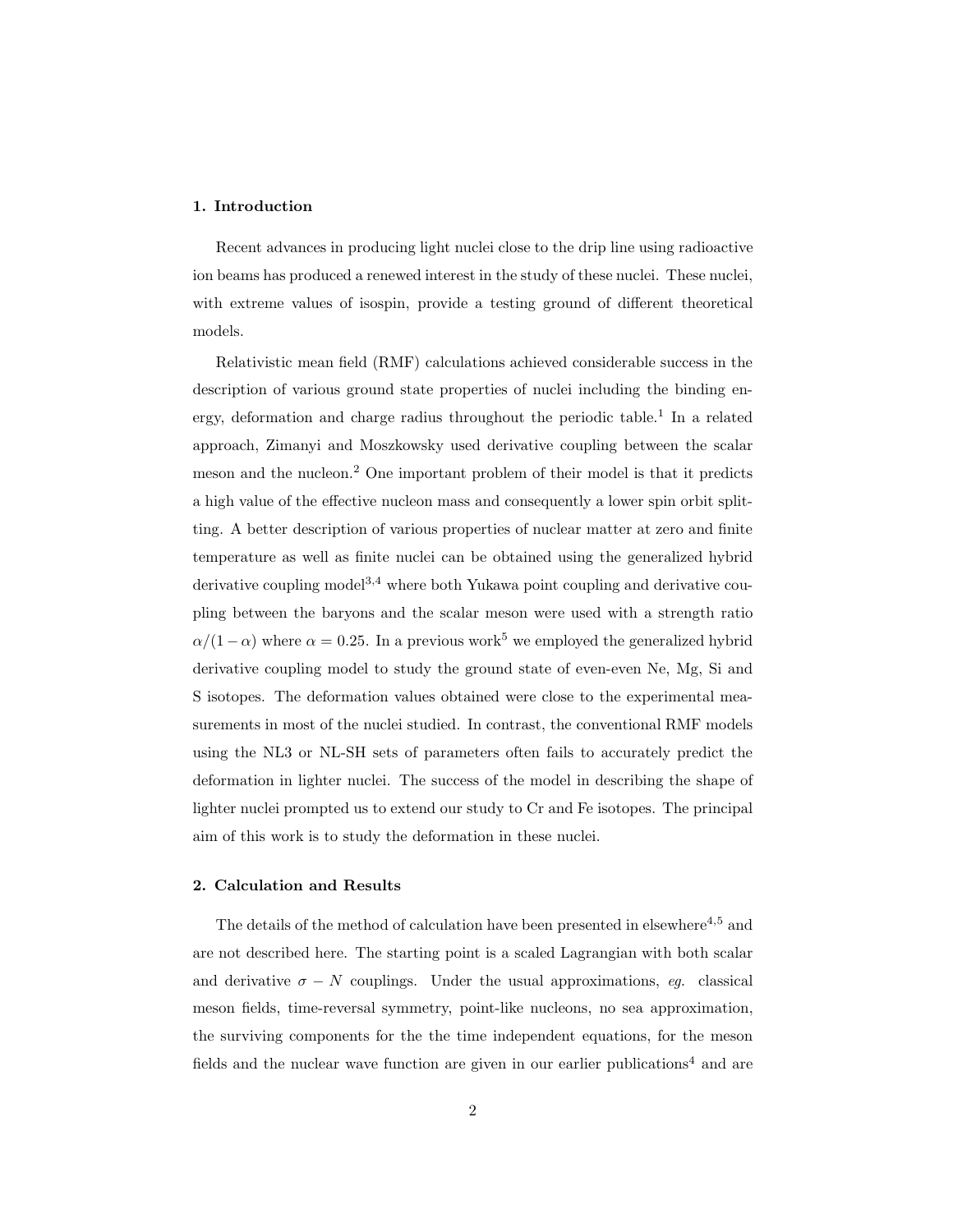## 1. Introduction

Recent advances in producing light nuclei close to the drip line using radioactive ion beams has produced a renewed interest in the study of these nuclei. These nuclei, with extreme values of isospin, provide a testing ground of different theoretical models.

Relativistic mean field (RMF) calculations achieved considerable success in the description of various ground state properties of nuclei including the binding energy, deformation and charge radius throughout the periodic table.[1] In a related approach, Zimanyi and Moszkowsky used derivative coupling between the scalar meson and the nucleon.[2] One important problem of their model is that it predicts a high value of the effective nucleon mass and consequently a lower spin orbit splitting. A better description of various properties of nuclear matter at zero and finite temperature as well as finite nuclei can be obtained using the generalized hybrid derivative coupling model[3,4] where both Yukawa point coupling and derivative coupling between the baryons and the scalar meson were used with a strength ratio $\alpha/(1-\alpha)$ where $\alpha = 0.25$. In a previous work[5] we employed the generalized hybrid derivative coupling model to study the ground state of even-even Ne, Mg, Si and S isotopes. The deformation values obtained were close to the experimental measurements in most of the nuclei studied. In contrast, the conventional RMF models using the NL3 or NL-SH sets of parameters often fails to accurately predict the deformation in lighter nuclei. The success of the model in describing the shape of lighter nuclei prompted us to extend our study to Cr and Fe isotopes. The principal aim of this work is to study the deformation in these nuclei.

## 2. Calculation and Results

The details of the method of calculation have been presented in elsewhere[4,5] and are not described here. The starting point is a scaled Lagrangian with both scalar and derivative $\sigma - N$ couplings. Under the usual approximations, *eg.* classical meson fields, time-reversal symmetry, point-like nucleons, no sea approximation, the surviving components for the the time independent equations, for the meson fields and the nuclear wave function are given in our earlier publications[4] and are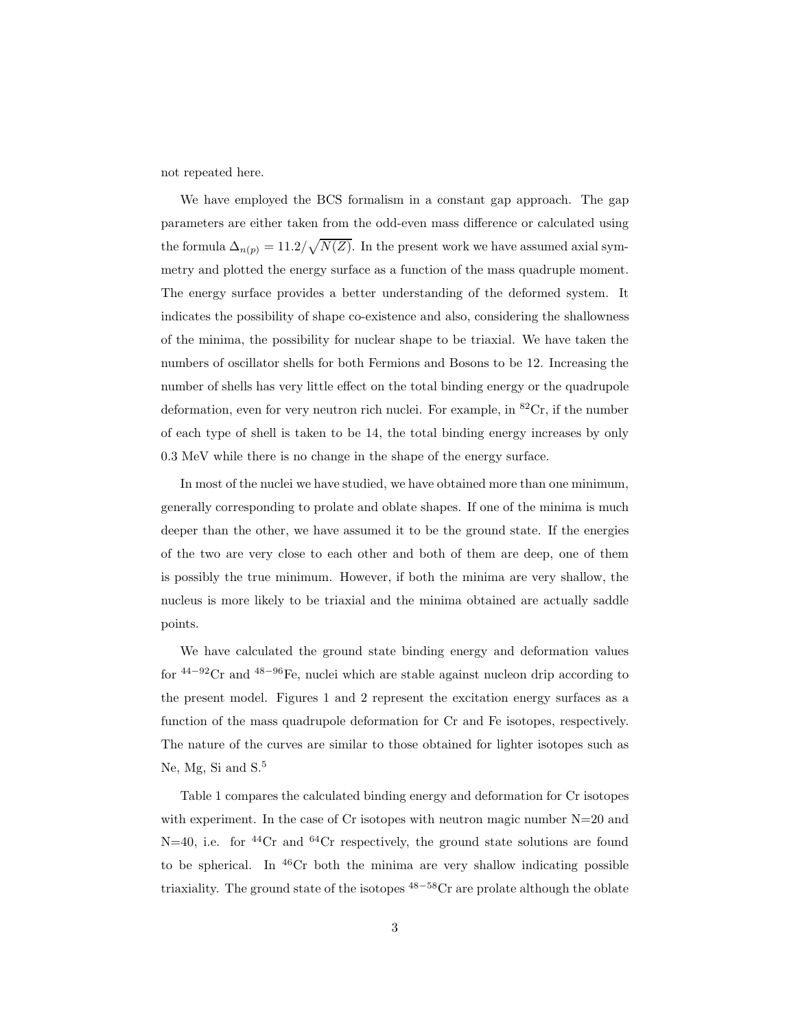not repeated here.

We have employed the BCS formalism in a constant gap approach. The gap parameters are either taken from the odd-even mass difference or calculated using the formula $\Delta_{n(p)} = 11.2/\sqrt{N(Z)}$. In the present work we have assumed axial symmetry and plotted the energy surface as a function of the mass quadruple moment. The energy surface provides a better understanding of the deformed system. It indicates the possibility of shape co-existence and also, considering the shallowness of the minima, the possibility for nuclear shape to be triaxial. We have taken the numbers of oscillator shells for both Fermions and Bosons to be 12. Increasing the number of shells has very little effect on the total binding energy or the quadrupole deformation, even for very neutron rich nuclei. For example, in $^{82}$Cr, if the number of each type of shell is taken to be 14, the total binding energy increases by only 0.3 MeV while there is no change in the shape of the energy surface.

In most of the nuclei we have studied, we have obtained more than one minimum, generally corresponding to prolate and oblate shapes. If one of the minima is much deeper than the other, we have assumed it to be the ground state. If the energies of the two are very close to each other and both of them are deep, one of them is possibly the true minimum. However, if both the minima are very shallow, the nucleus is more likely to be triaxial and the minima obtained are actually saddle points.

We have calculated the ground state binding energy and deformation values for $^{44-92}$Cr and $^{48-96}$Fe, nuclei which are stable against nucleon drip according to the present model. Figures 1 and 2 represent the excitation energy surfaces as a function of the mass quadrupole deformation for Cr and Fe isotopes, respectively. The nature of the curves are similar to those obtained for lighter isotopes such as Ne, Mg, Si and S.[5]

Table 1 compares the calculated binding energy and deformation for Cr isotopes with experiment. In the case of Cr isotopes with neutron magic number N=20 and N=40, i.e. for $^{44}$Cr and $^{64}$Cr respectively, the ground state solutions are found to be spherical. In $^{46}$Cr both the minima are very shallow indicating possible triaxiality. The ground state of the isotopes $^{48-58}$Cr are prolate although the oblate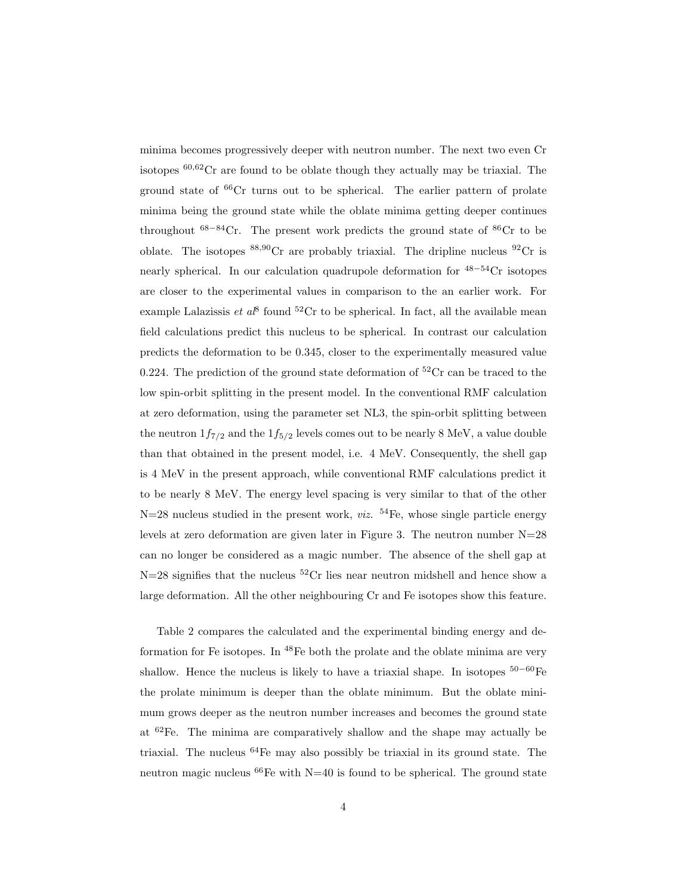minima becomes progressively deeper with neutron number. The next two even Cr isotopes $^{60,62}$Cr are found to be oblate though they actually may be triaxial. The ground state of $^{66}$Cr turns out to be spherical. The earlier pattern of prolate minima being the ground state while the oblate minima getting deeper continues throughout $^{68-84}$Cr. The present work predicts the ground state of $^{86}$Cr to be oblate. The isotopes $^{88,90}$Cr are probably triaxial. The dripline nucleus $^{92}$Cr is nearly spherical. In our calculation quadrupole deformation for $^{48-54}$Cr isotopes are closer to the experimental values in comparison to the an earlier work. For example Lalazissis *et al*[8] found $^{52}$Cr to be spherical. In fact, all the available mean field calculations predict this nucleus to be spherical. In contrast our calculation predicts the deformation to be 0.345, closer to the experimentally measured value 0.224. The prediction of the ground state deformation of $^{52}$Cr can be traced to the low spin-orbit splitting in the present model. In the conventional RMF calculation at zero deformation, using the parameter set NL3, the spin-orbit splitting between the neutron $1f_{7/2}$ and the $1f_{5/2}$ levels comes out to be nearly 8 MeV, a value double than that obtained in the present model, i.e. 4 MeV. Consequently, the shell gap is 4 MeV in the present approach, while conventional RMF calculations predict it to be nearly 8 MeV. The energy level spacing is very similar to that of the other N=28 nucleus studied in the present work, *viz.* $^{54}$Fe, whose single particle energy levels at zero deformation are given later in Figure 3. The neutron number N=28 can no longer be considered as a magic number. The absence of the shell gap at N=28 signifies that the nucleus $^{52}$Cr lies near neutron midshell and hence show a large deformation. All the other neighbouring Cr and Fe isotopes show this feature.

Table 2 compares the calculated and the experimental binding energy and deformation for Fe isotopes. In $^{48}$Fe both the prolate and the oblate minima are very shallow. Hence the nucleus is likely to have a triaxial shape. In isotopes $^{50-60}$Fe the prolate minimum is deeper than the oblate minimum. But the oblate minimum grows deeper as the neutron number increases and becomes the ground state at $^{62}$Fe. The minima are comparatively shallow and the shape may actually be triaxial. The nucleus $^{64}$Fe may also possibly be triaxial in its ground state. The neutron magic nucleus $^{66}$Fe with N=40 is found to be spherical. The ground state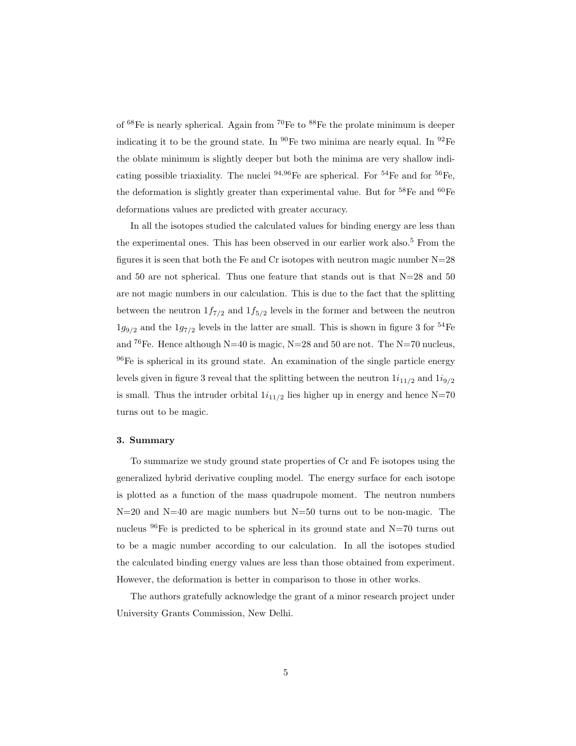of $^{68}$Fe is nearly spherical. Again from $^{70}$Fe to $^{88}$Fe the prolate minimum is deeper indicating it to be the ground state. In $^{90}$Fe two minima are nearly equal. In $^{92}$Fe the oblate minimum is slightly deeper but both the minima are very shallow indicating possible triaxiality. The nuclei $^{94,96}$Fe are spherical. For $^{54}$Fe and for $^{56}$Fe, the deformation is slightly greater than experimental value. But for $^{58}$Fe and $^{60}$Fe deformations values are predicted with greater accuracy.

In all the isotopes studied the calculated values for binding energy are less than the experimental ones. This has been observed in our earlier work also.[5] From the figures it is seen that both the Fe and Cr isotopes with neutron magic number N=28 and 50 are not spherical. Thus one feature that stands out is that N=28 and 50 are not magic numbers in our calculation. This is due to the fact that the splitting between the neutron $1f_{7/2}$ and $1f_{5/2}$ levels in the former and between the neutron $1g_{9/2}$ and the $1g_{7/2}$ levels in the latter are small. This is shown in figure 3 for $^{54}$Fe and $^{76}$Fe. Hence although N=40 is magic, N=28 and 50 are not. The N=70 nucleus, $^{96}$Fe is spherical in its ground state. An examination of the single particle energy levels given in figure 3 reveal that the splitting between the neutron $1i_{11/2}$ and $1i_{9/2}$ is small. Thus the intruder orbital $1i_{11/2}$ lies higher up in energy and hence N=70 turns out to be magic.

### 3. Summary

To summarize we study ground state properties of Cr and Fe isotopes using the generalized hybrid derivative coupling model. The energy surface for each isotope is plotted as a function of the mass quadrupole moment. The neutron numbers N=20 and N=40 are magic numbers but N=50 turns out to be non-magic. The nucleus $^{96}$Fe is predicted to be spherical in its ground state and N=70 turns out to be a magic number according to our calculation. In all the isotopes studied the calculated binding energy values are less than those obtained from experiment. However, the deformation is better in comparison to those in other works.

The authors gratefully acknowledge the grant of a minor research project under University Grants Commission, New Delhi.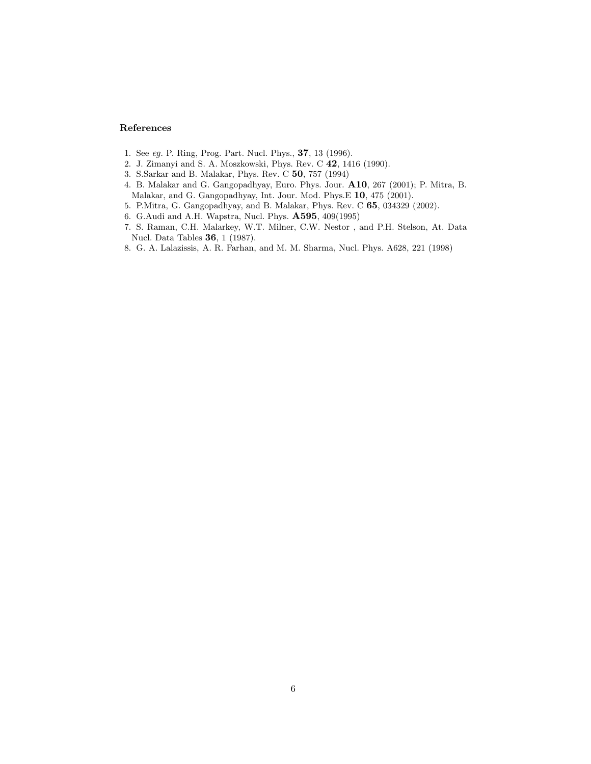### References

1. See *eg.* P. Ring, Prog. Part. Nucl. Phys., **37**, 13 (1996).
2. J. Zimanyi and S. A. Moszkowski, Phys. Rev. C **42**, 1416 (1990).
3. S.Sarkar and B. Malakar, Phys. Rev. C **50**, 757 (1994)
4. B. Malakar and G. Gangopadhyay, Euro. Phys. Jour. **A10**, 267 (2001); P. Mitra, B. Malakar, and G. Gangopadhyay, Int. Jour. Mod. Phys.E **10**, 475 (2001).
5. P.Mitra, G. Gangopadhyay, and B. Malakar, Phys. Rev. C **65**, 034329 (2002).
6. G.Audi and A.H. Wapstra, Nucl. Phys. **A595**, 409(1995)
7. S. Raman, C.H. Malarkey, W.T. Milner, C.W. Nestor , and P.H. Stelson, At. Data Nucl. Data Tables **36**, 1 (1987).
8. G. A. Lalazissis, A. R. Farhan, and M. M. Sharma, Nucl. Phys. A628, 221 (1998)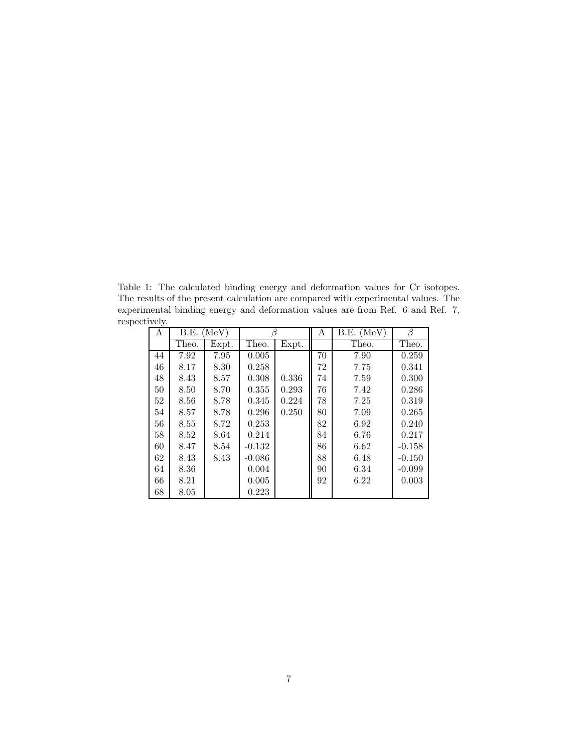Table 1: The calculated binding energy and deformation values for Cr isotopes. The results of the present calculation are compared with experimental values. The experimental binding energy and deformation values are from Ref. 6 and Ref. 7, respectively.

| A | B.E. (MeV) | | $\beta$ | | A | B.E. (MeV) | $\beta$ |
|---|---|---|---|---|---|---|---|
| | Theo. | Expt. | Theo. | Expt. | | Theo. | Theo. |
| 44 | 7.92 | 7.95 | 0.005 | | 70 | 7.90 | 0.259 |
| 46 | 8.17 | 8.30 | 0.258 | | 72 | 7.75 | 0.341 |
| 48 | 8.43 | 8.57 | 0.308 | 0.336 | 74 | 7.59 | 0.300 |
| 50 | 8.50 | 8.70 | 0.355 | 0.293 | 76 | 7.42 | 0.286 |
| 52 | 8.56 | 8.78 | 0.345 | 0.224 | 78 | 7.25 | 0.319 |
| 54 | 8.57 | 8.78 | 0.296 | 0.250 | 80 | 7.09 | 0.265 |
| 56 | 8.55 | 8.72 | 0.253 | | 82 | 6.92 | 0.240 |
| 58 | 8.52 | 8.64 | 0.214 | | 84 | 6.76 | 0.217 |
| 60 | 8.47 | 8.54 | -0.132 | | 86 | 6.62 | -0.158 |
| 62 | 8.43 | 8.43 | -0.086 | | 88 | 6.48 | -0.150 |
| 64 | 8.36 | | 0.004 | | 90 | 6.34 | -0.099 |
| 66 | 8.21 | | 0.005 | | 92 | 6.22 | 0.003 |
| 68 | 8.05 | | 0.223 | | | | |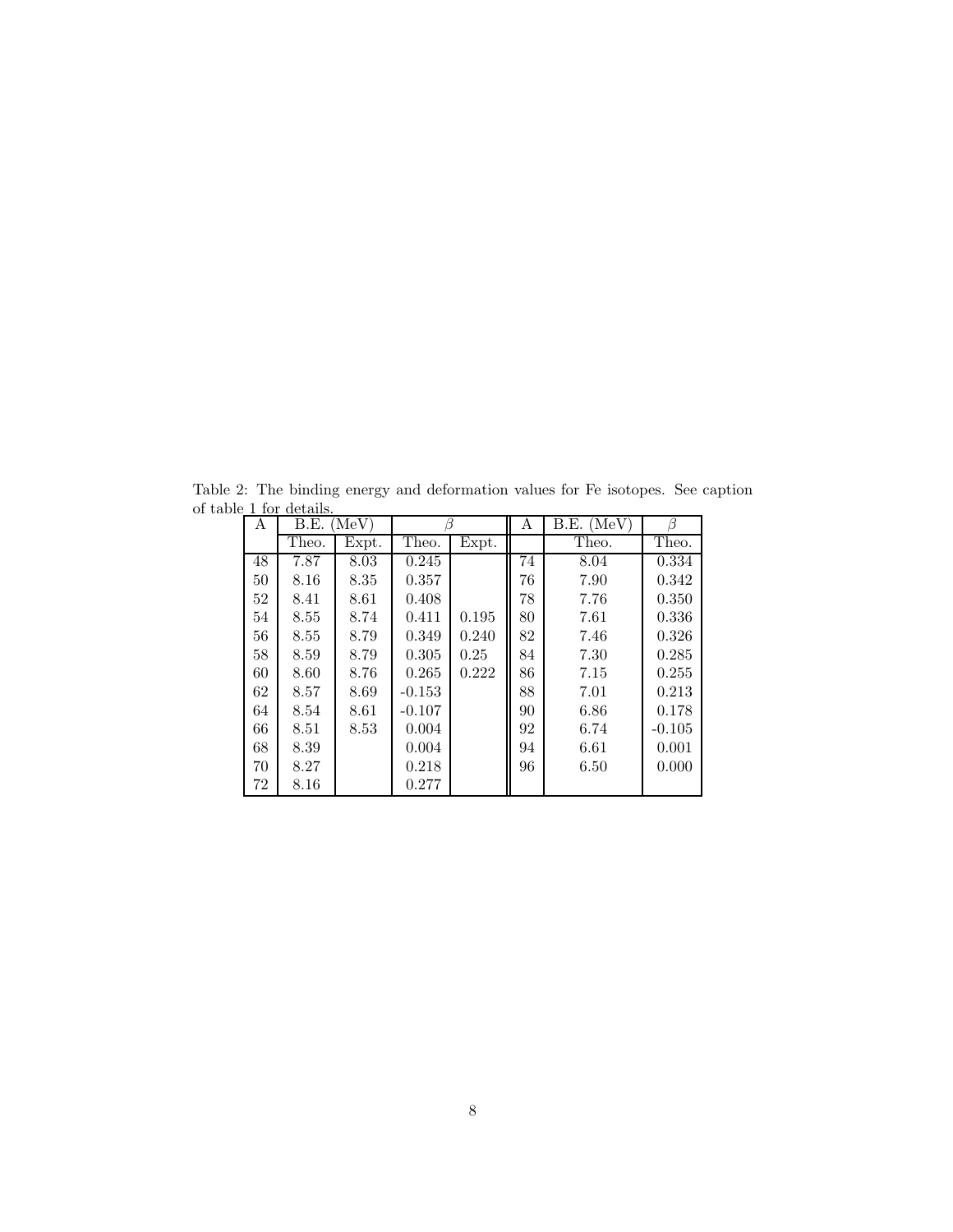Table 2: The binding energy and deformation values for Fe isotopes. See caption of table 1 for details.

| A | B.E. (MeV) | | $\beta$ | | A | B.E. (MeV) | $\beta$ |
|---|---|---|---|---|---|---|---|
| | Theo. | Expt. | Theo. | Expt. | | Theo. | Theo. |
| 48 | 7.87 | 8.03 | 0.245 | | 74 | 8.04 | 0.334 |
| 50 | 8.16 | 8.35 | 0.357 | | 76 | 7.90 | 0.342 |
| 52 | 8.41 | 8.61 | 0.408 | | 78 | 7.76 | 0.350 |
| 54 | 8.55 | 8.74 | 0.411 | 0.195 | 80 | 7.61 | 0.336 |
| 56 | 8.55 | 8.79 | 0.349 | 0.240 | 82 | 7.46 | 0.326 |
| 58 | 8.59 | 8.79 | 0.305 | 0.25 | 84 | 7.30 | 0.285 |
| 60 | 8.60 | 8.76 | 0.265 | 0.222 | 86 | 7.15 | 0.255 |
| 62 | 8.57 | 8.69 | -0.153 | | 88 | 7.01 | 0.213 |
| 64 | 8.54 | 8.61 | -0.107 | | 90 | 6.86 | 0.178 |
| 66 | 8.51 | 8.53 | 0.004 | | 92 | 6.74 | -0.105 |
| 68 | 8.39 | | 0.004 | | 94 | 6.61 | 0.001 |
| 70 | 8.27 | | 0.218 | | 96 | 6.50 | 0.000 |
| 72 | 8.16 | | 0.277 | | | | |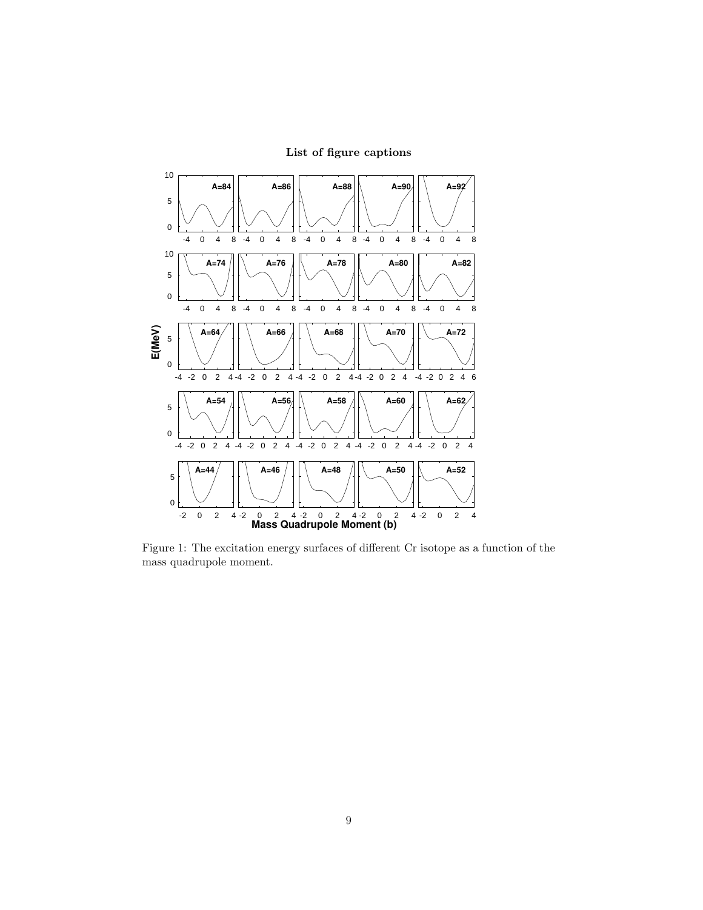**List of figure captions**

Figure 1: The excitation energy surfaces of different Cr isotope as a function of the mass quadrupole moment.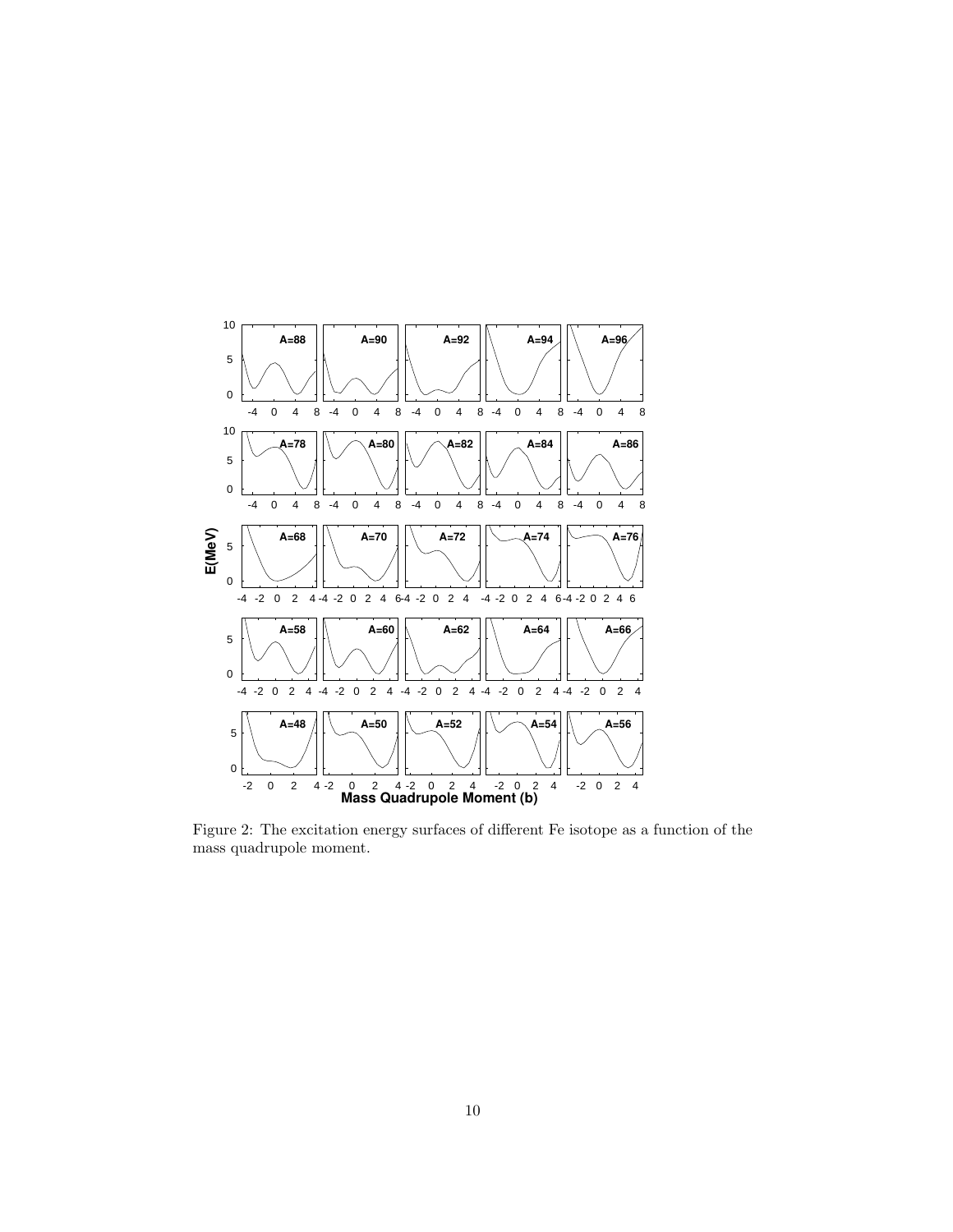Figure 2: The excitation energy surfaces of different Fe isotope as a function of the mass quadrupole moment.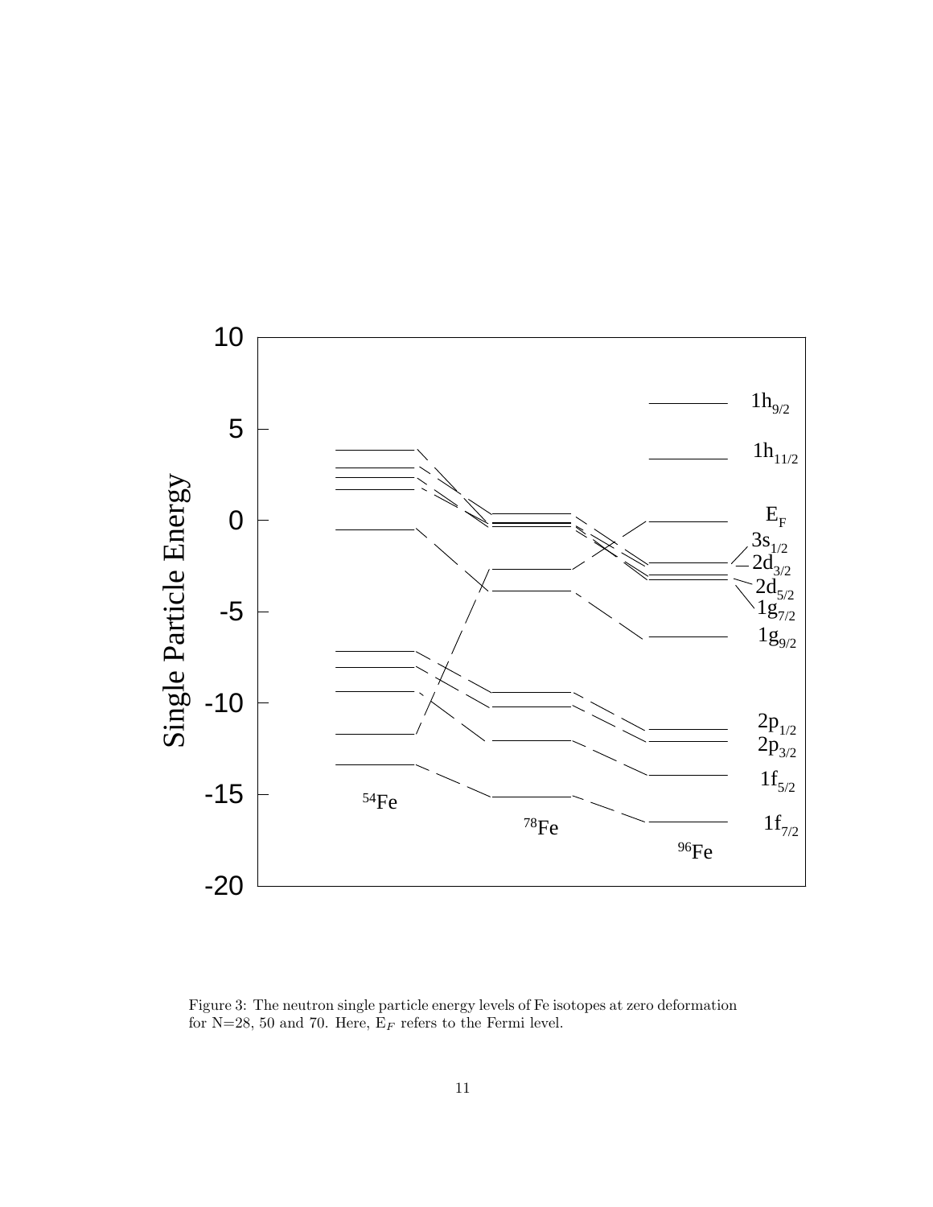Single Particle Energy

10

5

0

-5

-10

-15

-20

$^{54}$Fe

$^{78}$Fe

$^{96}$Fe

$1h_{9/2}$

$1h_{11/2}$

$E_F$

$3s_{1/2}$

$2d_{3/2}$

$2d_{5/2}$

$1g_{7/2}$

$1g_{9/2}$

$2p_{1/2}$

$2p_{3/2}$

$1f_{5/2}$

$1f_{7/2}$

Figure 3: The neutron single particle energy levels of Fe isotopes at zero deformation for N=28, 50 and 70. Here, $E_F$ refers to the Fermi level.